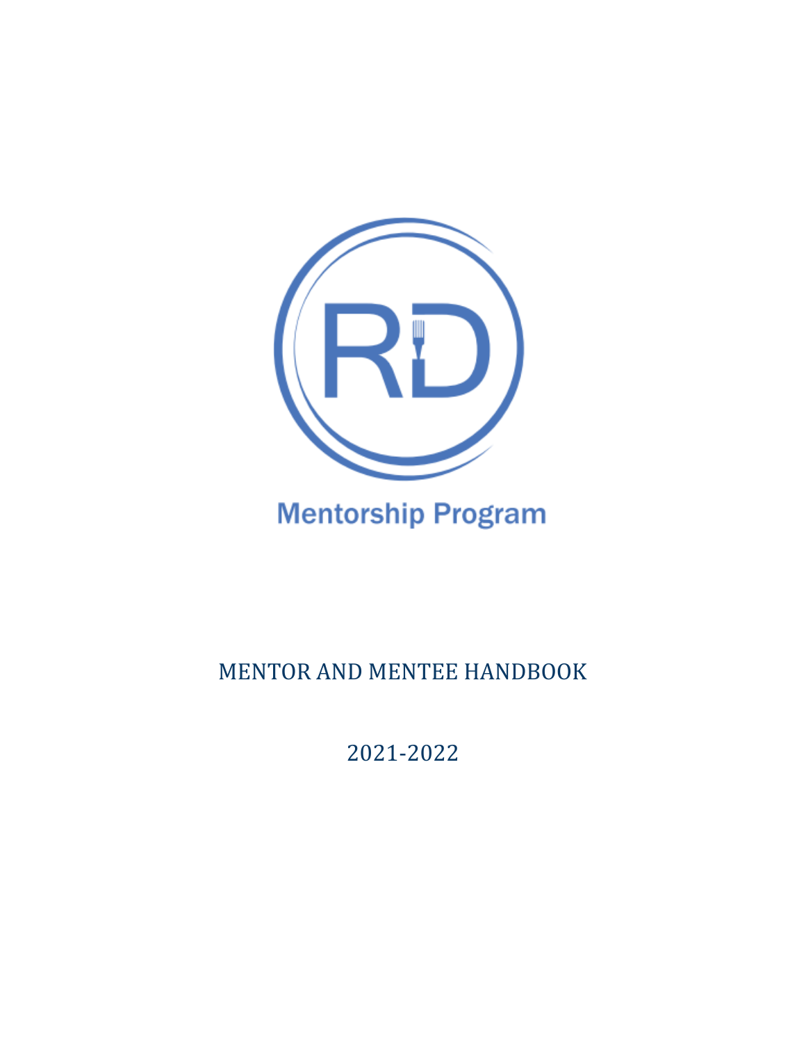RD

Mentorship Program

# MENTOR AND MENTEE HANDBOOK

2021-2022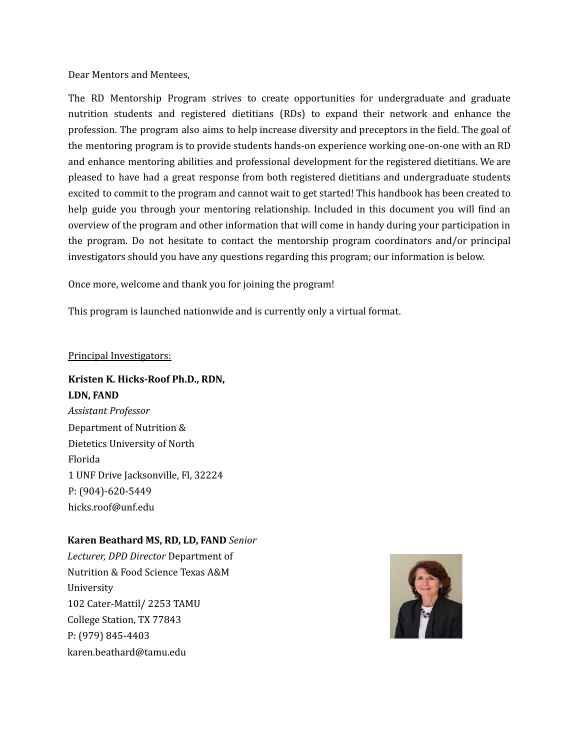Dear Mentors and Mentees,

The RD Mentorship Program strives to create opportunities for undergraduate and graduate nutrition students and registered dietitians (RDs) to expand their network and enhance the profession. The program also aims to help increase diversity and preceptors in the field. The goal of the mentoring program is to provide students hands-on experience working one-on-one with an RD and enhance mentoring abilities and professional development for the registered dietitians. We are pleased to have had a great response from both registered dietitians and undergraduate students excited to commit to the program and cannot wait to get started! This handbook has been created to help guide you through your mentoring relationship. Included in this document you will find an overview of the program and other information that will come in handy during your participation in the program. Do not hesitate to contact the mentorship program coordinators and/or principal investigators should you have any questions regarding this program; our information is below.

Once more, welcome and thank you for joining the program!

This program is launched nationwide and is currently only a virtual format.

Principal Investigators:

**Kristen K. Hicks-Roof Ph.D., RDN, LDN, FAND**
*Assistant Professor*
Department of Nutrition & Dietetics University of North Florida
1 UNF Drive Jacksonville, Fl, 32224
P: (904)-620-5449
hicks.roof@unf.edu

**Karen Beathard MS, RD, LD, FAND** *Senior Lecturer, DPD Director* Department of Nutrition & Food Science Texas A&M University
102 Cater-Mattil/ 2253 TAMU
College Station, TX 77843
P: (979) 845-4403
karen.beathard@tamu.edu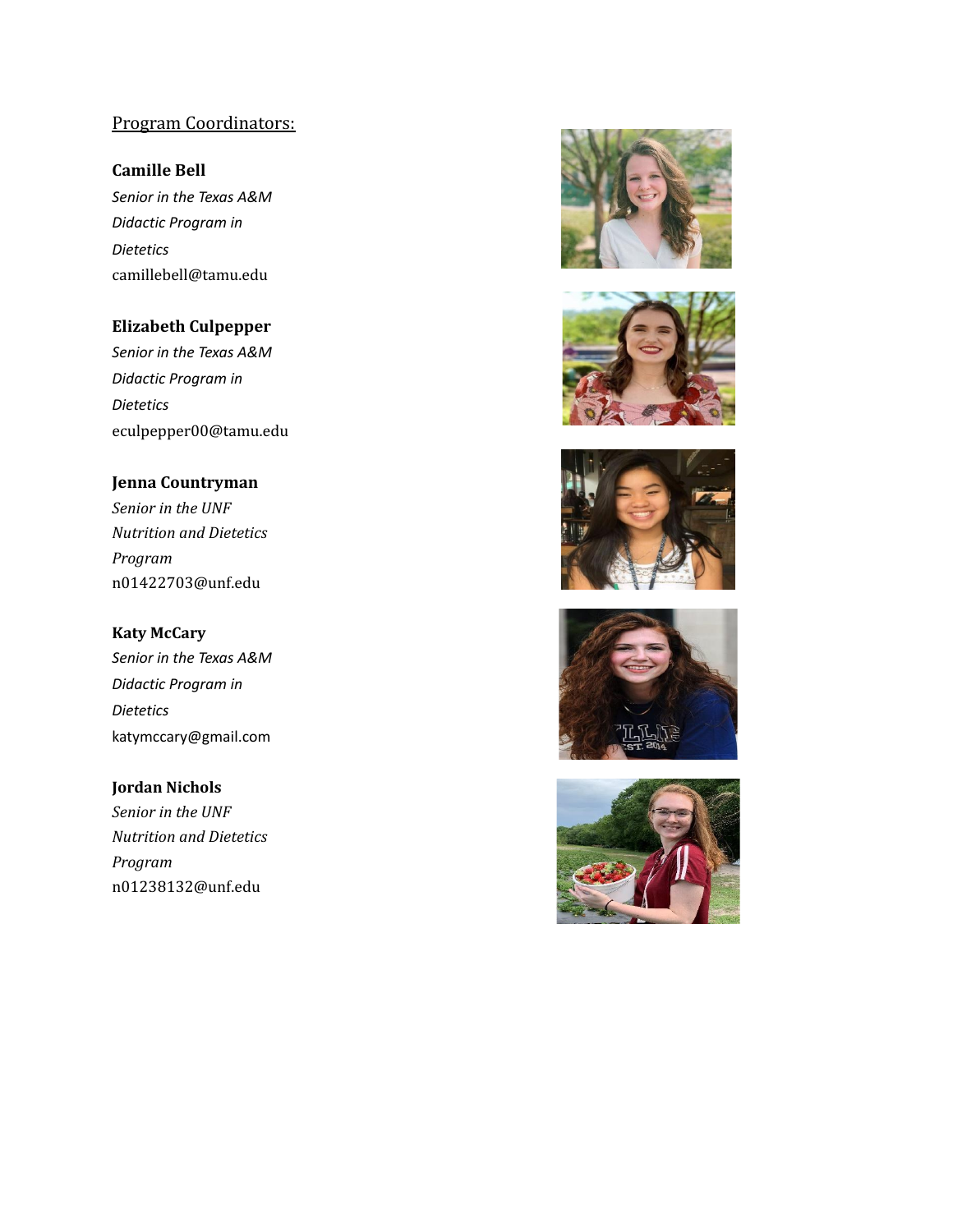## Program Coordinators:

**Camille Bell**
*Senior in the Texas A&M Didactic Program in Dietetics*
camillebell@tamu.edu

**Elizabeth Culpepper**
*Senior in the Texas A&M Didactic Program in Dietetics*
eculpepper00@tamu.edu

**Jenna Countryman**
*Senior in the UNF Nutrition and Dietetics Program*
n01422703@unf.edu

**Katy McCary**
*Senior in the Texas A&M Didactic Program in Dietetics*
katymccary@gmail.com

**Jordan Nichols**
*Senior in the UNF Nutrition and Dietetics Program*
n01238132@unf.edu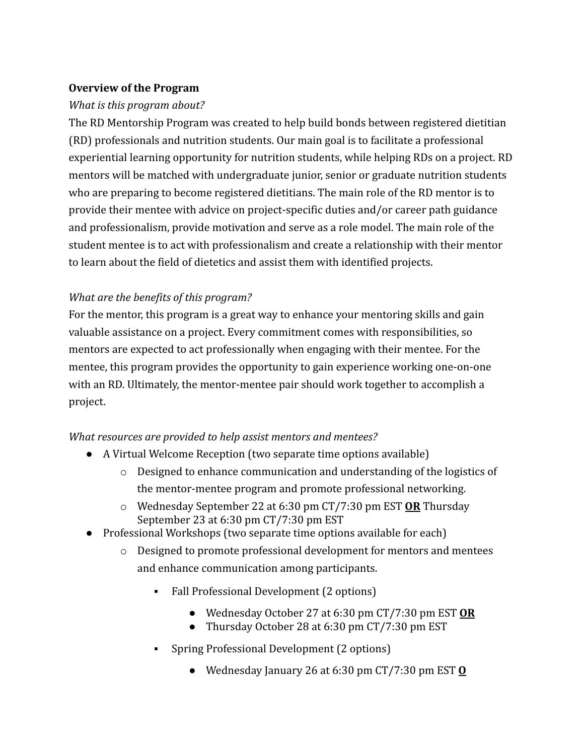**Overview of the Program**

*What is this program about?*

The RD Mentorship Program was created to help build bonds between registered dietitian (RD) professionals and nutrition students. Our main goal is to facilitate a professional experiential learning opportunity for nutrition students, while helping RDs on a project. RD mentors will be matched with undergraduate junior, senior or graduate nutrition students who are preparing to become registered dietitians. The main role of the RD mentor is to provide their mentee with advice on project-specific duties and/or career path guidance and professionalism, provide motivation and serve as a role model. The main role of the student mentee is to act with professionalism and create a relationship with their mentor to learn about the field of dietetics and assist them with identified projects.

*What are the benefits of this program?*

For the mentor, this program is a great way to enhance your mentoring skills and gain valuable assistance on a project. Every commitment comes with responsibilities, so mentors are expected to act professionally when engaging with their mentee. For the mentee, this program provides the opportunity to gain experience working one-on-one with an RD. Ultimately, the mentor-mentee pair should work together to accomplish a project.

*What resources are provided to help assist mentors and mentees?*

- A Virtual Welcome Reception (two separate time options available)
  - Designed to enhance communication and understanding of the logistics of the mentor-mentee program and promote professional networking.
  - Wednesday September 22 at 6:30 pm CT/7:30 pm EST **OR** Thursday September 23 at 6:30 pm CT/7:30 pm EST
- Professional Workshops (two separate time options available for each)
  - Designed to promote professional development for mentors and mentees and enhance communication among participants.
    - Fall Professional Development (2 options)
      - Wednesday October 27 at 6:30 pm CT/7:30 pm EST **OR**
      - Thursday October 28 at 6:30 pm CT/7:30 pm EST
    - Spring Professional Development (2 options)
      - Wednesday January 26 at 6:30 pm CT/7:30 pm EST **O**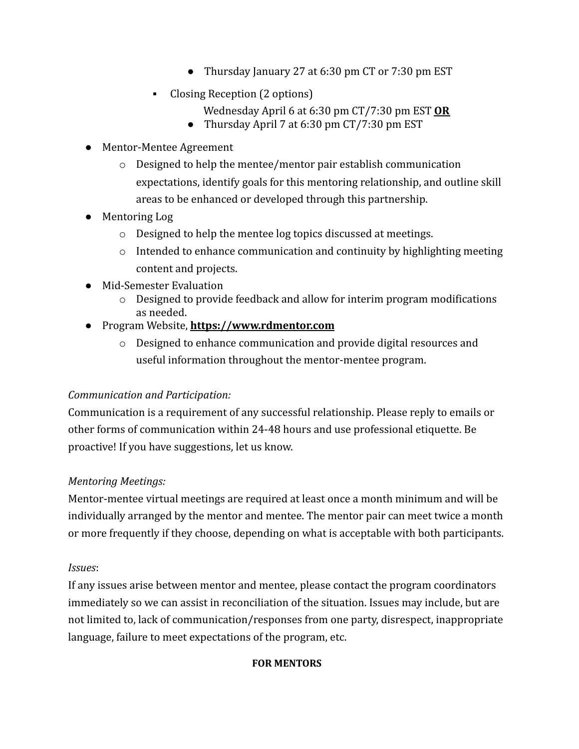- Thursday January 27 at 6:30 pm CT or 7:30 pm EST
  - Closing Reception (2 options)
      - Wednesday April 6 at 6:30 pm CT/7:30 pm EST **OR**
      - Thursday April 7 at 6:30 pm CT/7:30 pm EST

- Mentor-Mentee Agreement
  - Designed to help the mentee/mentor pair establish communication expectations, identify goals for this mentoring relationship, and outline skill areas to be enhanced or developed through this partnership.
- Mentoring Log
  - Designed to help the mentee log topics discussed at meetings.
  - Intended to enhance communication and continuity by highlighting meeting content and projects.
- Mid-Semester Evaluation
  - Designed to provide feedback and allow for interim program modifications as needed.
- Program Website, **https://www.rdmentor.com**
  - Designed to enhance communication and provide digital resources and useful information throughout the mentor-mentee program.

*Communication and Participation:*

Communication is a requirement of any successful relationship. Please reply to emails or other forms of communication within 24-48 hours and use professional etiquette. Be proactive! If you have suggestions, let us know.

*Mentoring Meetings:*

Mentor-mentee virtual meetings are required at least once a month minimum and will be individually arranged by the mentor and mentee. The mentor pair can meet twice a month or more frequently if they choose, depending on what is acceptable with both participants.

*Issues*:

If any issues arise between mentor and mentee, please contact the program coordinators immediately so we can assist in reconciliation of the situation. Issues may include, but are not limited to, lack of communication/responses from one party, disrespect, inappropriate language, failure to meet expectations of the program, etc.

**FOR MENTORS**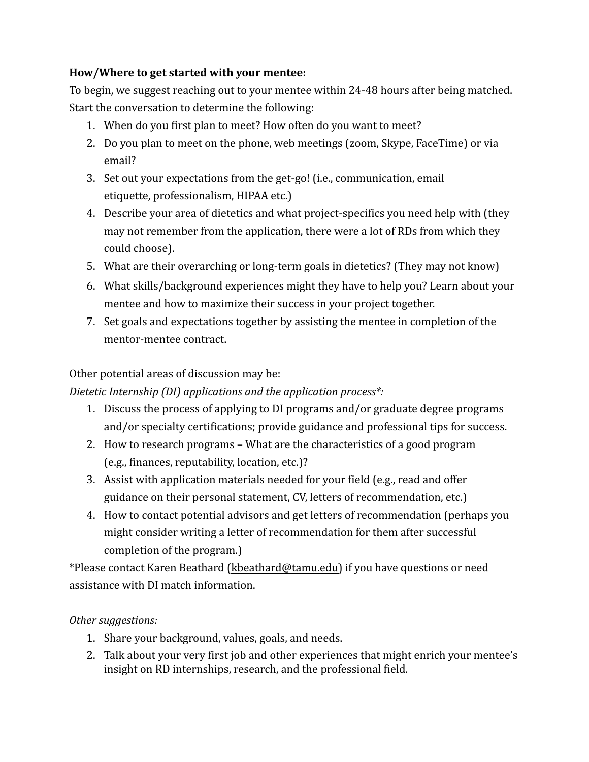**How/Where to get started with your mentee:**

To begin, we suggest reaching out to your mentee within 24-48 hours after being matched. Start the conversation to determine the following:

1. When do you first plan to meet? How often do you want to meet?
2. Do you plan to meet on the phone, web meetings (zoom, Skype, FaceTime) or via email?
3. Set out your expectations from the get-go! (i.e., communication, email etiquette, professionalism, HIPAA etc.)
4. Describe your area of dietetics and what project-specifics you need help with (they may not remember from the application, there were a lot of RDs from which they could choose).
5. What are their overarching or long-term goals in dietetics? (They may not know)
6. What skills/background experiences might they have to help you? Learn about your mentee and how to maximize their success in your project together.
7. Set goals and expectations together by assisting the mentee in completion of the mentor-mentee contract.

Other potential areas of discussion may be:

*Dietetic Internship (DI) applications and the application process*:*

1. Discuss the process of applying to DI programs and/or graduate degree programs and/or specialty certifications; provide guidance and professional tips for success.
2. How to research programs – What are the characteristics of a good program (e.g., finances, reputability, location, etc.)?
3. Assist with application materials needed for your field (e.g., read and offer guidance on their personal statement, CV, letters of recommendation, etc.)
4. How to contact potential advisors and get letters of recommendation (perhaps you might consider writing a letter of recommendation for them after successful completion of the program.)

*Please contact Karen Beathard (kbeathard@tamu.edu) if you have questions or need assistance with DI match information.

*Other suggestions:*

1. Share your background, values, goals, and needs.
2. Talk about your very first job and other experiences that might enrich your mentee's insight on RD internships, research, and the professional field.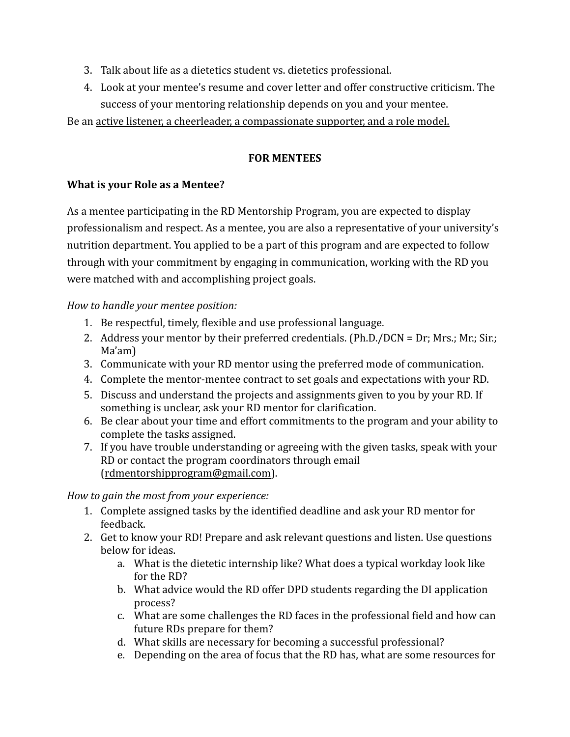3. Talk about life as a dietetics student vs. dietetics professional.
4. Look at your mentee's resume and cover letter and offer constructive criticism. The success of your mentoring relationship depends on you and your mentee.

Be an <u>active listener, a cheerleader, a compassionate supporter, and a role model.</u>

**FOR MENTEES**

**What is your Role as a Mentee?**

As a mentee participating in the RD Mentorship Program, you are expected to display professionalism and respect. As a mentee, you are also a representative of your university's nutrition department. You applied to be a part of this program and are expected to follow through with your commitment by engaging in communication, working with the RD you were matched with and accomplishing project goals.

*How to handle your mentee position:*

1. Be respectful, timely, flexible and use professional language.
2. Address your mentor by their preferred credentials. (Ph.D./DCN = Dr; Mrs.; Mr.; Sir.; Ma'am)
3. Communicate with your RD mentor using the preferred mode of communication.
4. Complete the mentor-mentee contract to set goals and expectations with your RD.
5. Discuss and understand the projects and assignments given to you by your RD. If something is unclear, ask your RD mentor for clarification.
6. Be clear about your time and effort commitments to the program and your ability to complete the tasks assigned.
7. If you have trouble understanding or agreeing with the given tasks, speak with your RD or contact the program coordinators through email (rdmentorshipprogram@gmail.com).

*How to gain the most from your experience:*

1. Complete assigned tasks by the identified deadline and ask your RD mentor for feedback.
2. Get to know your RD! Prepare and ask relevant questions and listen. Use questions below for ideas.
   a. What is the dietetic internship like? What does a typical workday look like for the RD?
   b. What advice would the RD offer DPD students regarding the DI application process?
   c. What are some challenges the RD faces in the professional field and how can future RDs prepare for them?
   d. What skills are necessary for becoming a successful professional?
   e. Depending on the area of focus that the RD has, what are some resources for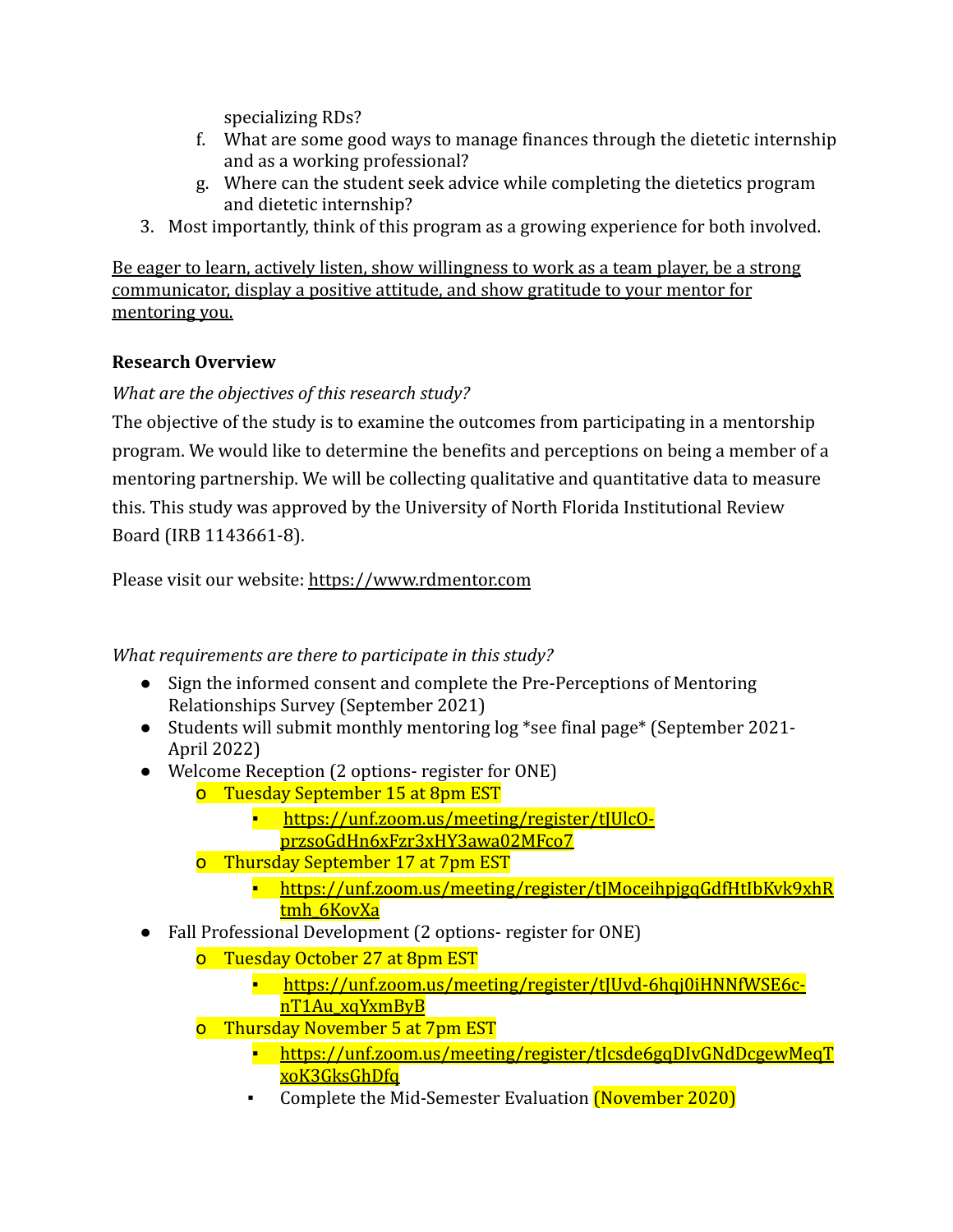specializing RDs?

   f. What are some good ways to manage finances through the dietetic internship and as a working professional?
   g. Where can the student seek advice while completing the dietetics program and dietetic internship?

3. Most importantly, think of this program as a growing experience for both involved.

Be eager to learn, actively listen, show willingness to work as a team player, be a strong communicator, display a positive attitude, and show gratitude to your mentor for mentoring you.

**Research Overview**

*What are the objectives of this research study?*

The objective of the study is to examine the outcomes from participating in a mentorship program. We would like to determine the benefits and perceptions on being a member of a mentoring partnership. We will be collecting qualitative and quantitative data to measure this. This study was approved by the University of North Florida Institutional Review Board (IRB 1143661-8).

Please visit our website: https://www.rdmentor.com

*What requirements are there to participate in this study?*

- Sign the informed consent and complete the Pre-Perceptions of Mentoring Relationships Survey (September 2021)
- Students will submit monthly mentoring log *see final page* (September 2021-April 2022)
- Welcome Reception (2 options- register for ONE)
  - Tuesday September 15 at 8pm EST
    - https://unf.zoom.us/meeting/register/tJUlcO-przsoGdHn6xFzr3xHY3awa02MFco7
  - Thursday September 17 at 7pm EST
    - https://unf.zoom.us/meeting/register/tJMoceihpjgqGdfHtIbKvk9xhRtmh_6KovXa
- Fall Professional Development (2 options- register for ONE)
  - Tuesday October 27 at 8pm EST
    - https://unf.zoom.us/meeting/register/tJUvd-6hqj0iHNNfWSE6c-nT1Au_xqYxmByB
  - Thursday November 5 at 7pm EST
    - https://unf.zoom.us/meeting/register/tJcsde6gqDIvGNdDcgewMeqTxoK3GksGhDfq
    - Complete the Mid-Semester Evaluation (November 2020)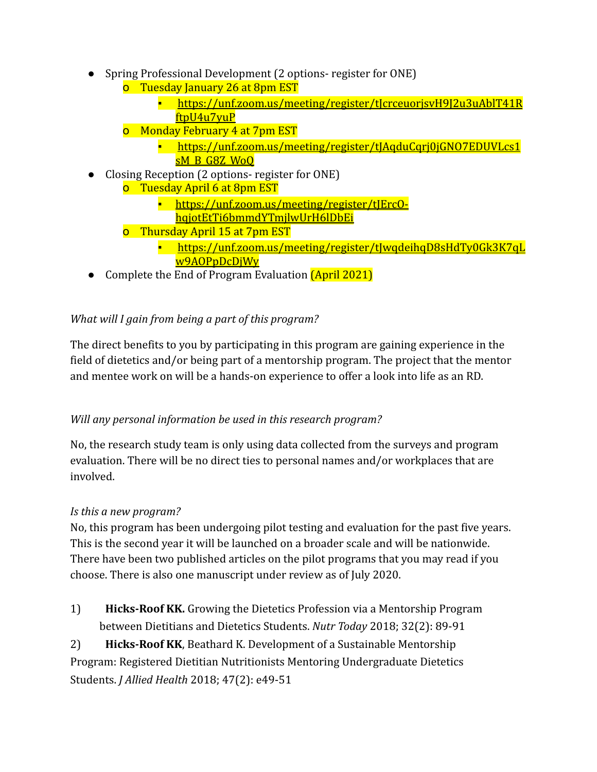- Spring Professional Development (2 options- register for ONE)
  - Tuesday January 26 at 8pm EST
    - https://unf.zoom.us/meeting/register/tJcrceuorjsvH9J2u3uAblT41RftpU4u7yuP
  - Monday February 4 at 7pm EST
    - https://unf.zoom.us/meeting/register/tJAqduCqrj0jGNO7EDUVLcs1sM_B_G8Z_WoQ
- Closing Reception (2 options- register for ONE)
  - Tuesday April 6 at 8pm EST
    - https://unf.zoom.us/meeting/register/tJErcO-hqjotEtTi6bmmdYTmjlwUrH6lDbEi
  - Thursday April 15 at 7pm EST
    - https://unf.zoom.us/meeting/register/tJwqdeihqD8sHdTy0Gk3K7qLw9AOPpDcDjWy
- Complete the End of Program Evaluation (April 2021)

*What will I gain from being a part of this program?*

The direct benefits to you by participating in this program are gaining experience in the field of dietetics and/or being part of a mentorship program. The project that the mentor and mentee work on will be a hands-on experience to offer a look into life as an RD.

*Will any personal information be used in this research program?*

No, the research study team is only using data collected from the surveys and program evaluation. There will be no direct ties to personal names and/or workplaces that are involved.

*Is this a new program?*

No, this program has been undergoing pilot testing and evaluation for the past five years. This is the second year it will be launched on a broader scale and will be nationwide. There have been two published articles on the pilot programs that you may read if you choose. There is also one manuscript under review as of July 2020.

1) **Hicks-Roof KK.** Growing the Dietetics Profession via a Mentorship Program between Dietitians and Dietetics Students. *Nutr Today* 2018; 32(2): 89-91

2) **Hicks-Roof KK**, Beathard K. Development of a Sustainable Mentorship Program: Registered Dietitian Nutritionists Mentoring Undergraduate Dietetics Students. *J Allied Health* 2018; 47(2): e49-51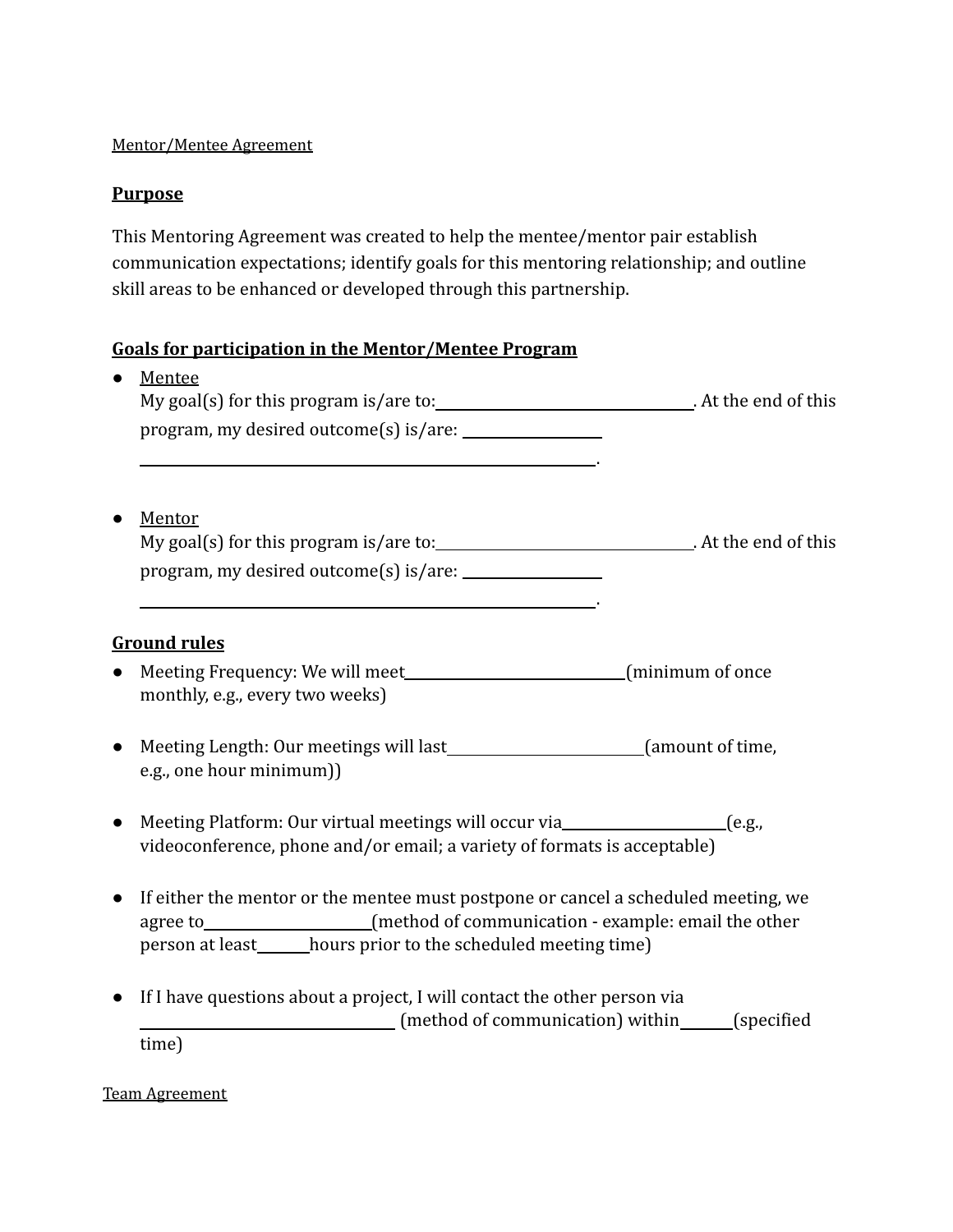Mentor/Mentee Agreement

## **Purpose**

This Mentoring Agreement was created to help the mentee/mentor pair establish communication expectations; identify goals for this mentoring relationship; and outline skill areas to be enhanced or developed through this partnership.

## **Goals for participation in the Mentor/Mentee Program**

- Mentee
  My goal(s) for this program is/are to:________________________________. At the end of this program, my desired outcome(s) is/are: ___________________
  __________________________________________________________.

- Mentor
  My goal(s) for this program is/are to:________________________________. At the end of this program, my desired outcome(s) is/are: ___________________
  __________________________________________________________.

## **Ground rules**

- Meeting Frequency: We will meet____________________________(minimum of once monthly, e.g., every two weeks)

- Meeting Length: Our meetings will last_________________________(amount of time, e.g., one hour minimum))

- Meeting Platform: Our virtual meetings will occur via_____________________(e.g., videoconference, phone and/or email; a variety of formats is acceptable)

- If either the mentor or the mentee must postpone or cancel a scheduled meeting, we agree to______________________(method of communication - example: email the other person at least_______hours prior to the scheduled meeting time)

- If I have questions about a project, I will contact the other person via ________________________________ (method of communication) within_______(specified time)

Team Agreement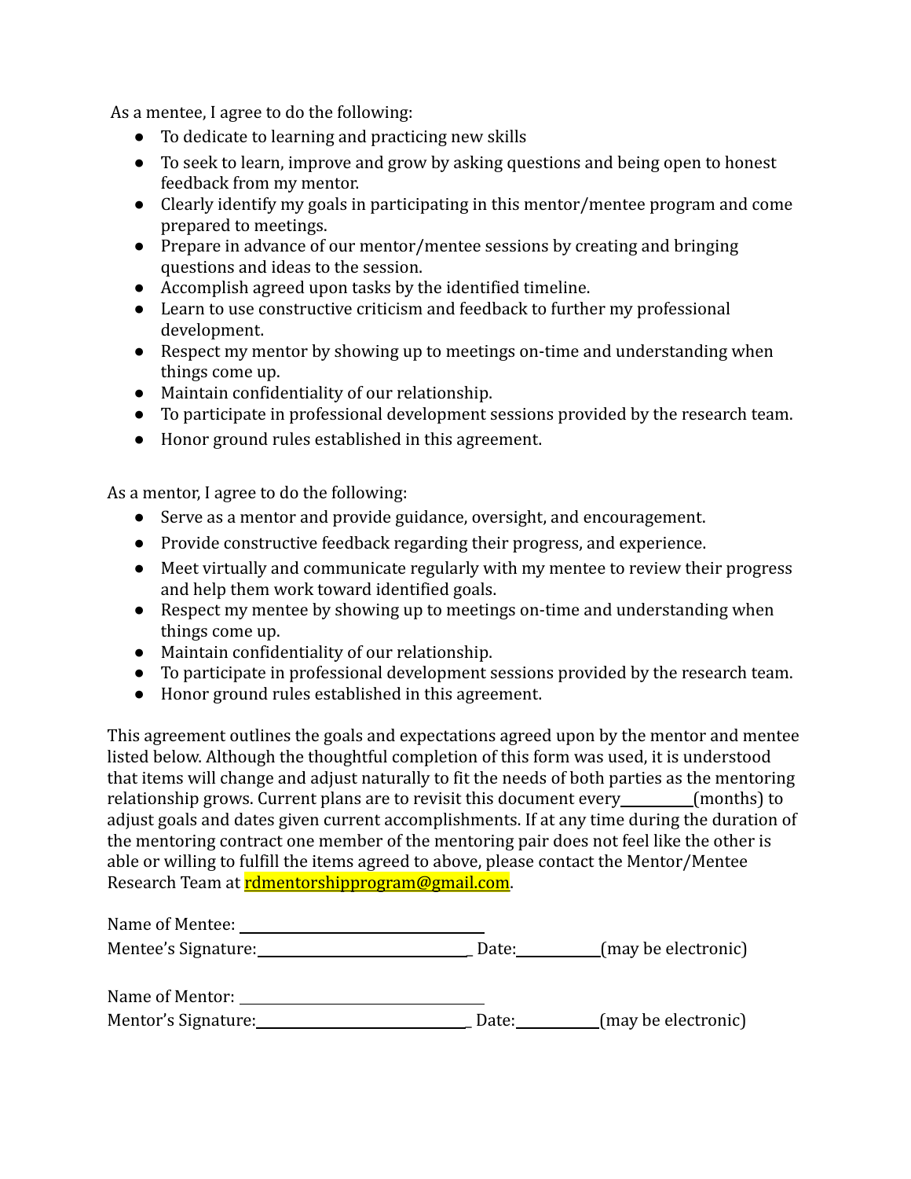As a mentee, I agree to do the following:

- To dedicate to learning and practicing new skills
- To seek to learn, improve and grow by asking questions and being open to honest feedback from my mentor.
- Clearly identify my goals in participating in this mentor/mentee program and come prepared to meetings.
- Prepare in advance of our mentor/mentee sessions by creating and bringing questions and ideas to the session.
- Accomplish agreed upon tasks by the identified timeline.
- Learn to use constructive criticism and feedback to further my professional development.
- Respect my mentor by showing up to meetings on-time and understanding when things come up.
- Maintain confidentiality of our relationship.
- To participate in professional development sessions provided by the research team.
- Honor ground rules established in this agreement.

As a mentor, I agree to do the following:

- Serve as a mentor and provide guidance, oversight, and encouragement.
- Provide constructive feedback regarding their progress, and experience.
- Meet virtually and communicate regularly with my mentee to review their progress and help them work toward identified goals.
- Respect my mentee by showing up to meetings on-time and understanding when things come up.
- Maintain confidentiality of our relationship.
- To participate in professional development sessions provided by the research team.
- Honor ground rules established in this agreement.

This agreement outlines the goals and expectations agreed upon by the mentor and mentee listed below. Although the thoughtful completion of this form was used, it is understood that items will change and adjust naturally to fit the needs of both parties as the mentoring relationship grows. Current plans are to revisit this document every__________(months) to adjust goals and dates given current accomplishments. If at any time during the duration of the mentoring contract one member of the mentoring pair does not feel like the other is able or willing to fulfill the items agreed to above, please contact the Mentor/Mentee Research Team at rdmentorshipprogram@gmail.com.

Name of Mentee: ________________________________

Mentee's Signature:____________________________ Date:___________(may be electronic)

Name of Mentor: ________________________________

Mentor's Signature:____________________________ Date:___________(may be electronic)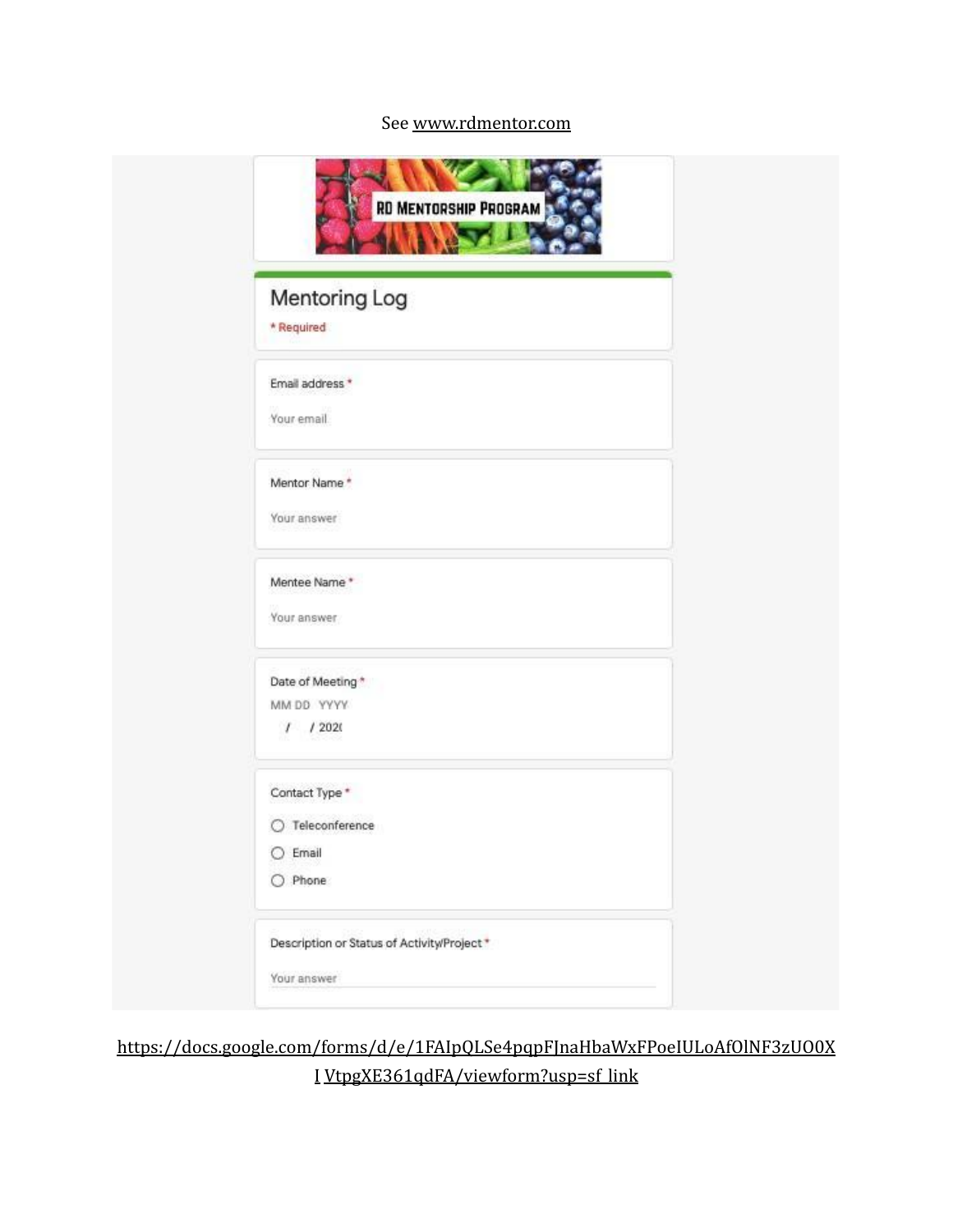See www.rdmentor.com

RD MENTORSHIP PROGRAM

## Mentoring Log

* Required

Email address *

Your email

Mentor Name *

Your answer

Mentee Name *

Your answer

Date of Meeting *

MM DD YYYY

/ / 202(

Contact Type *

- Teleconference
- Email
- Phone

Description or Status of Activity/Project *

Your answer

https://docs.google.com/forms/d/e/1FAIpQLSe4pqpFJnaHbaWxFPoeIULoAfOlNF3zUO0XI VtpgXE361qdFA/viewform?usp=sf_link